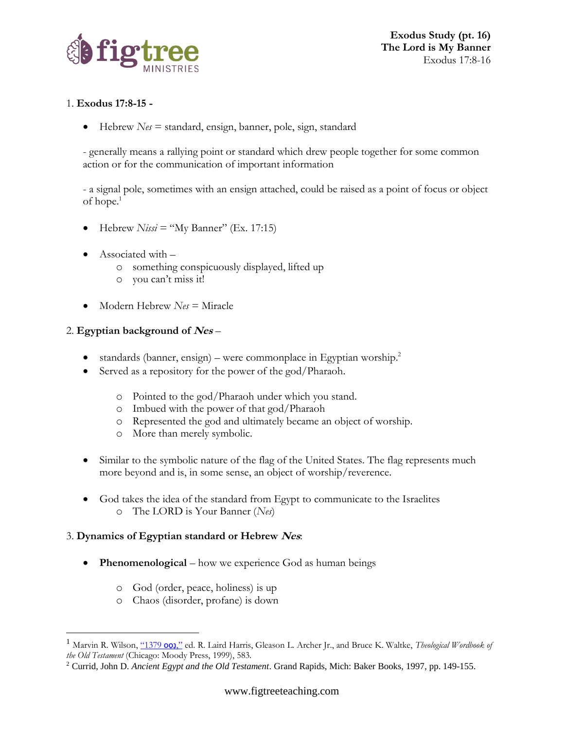**Exodus Study (pt. 16)**
**The Lord is My Banner**
Exodus 17:8-16

1. **Exodus 17:8-15 -**

- Hebrew *Nes* = standard, ensign, banner, pole, sign, standard

  - generally means a rallying point or standard which drew people together for some common action or for the communication of important information

  - a signal pole, sometimes with an ensign attached, could be raised as a point of focus or object of hope.[1]

- Hebrew *Nissi* = "My Banner" (Ex. 17:15)

- Associated with –
  - something conspicuously displayed, lifted up
  - you can't miss it!

- Modern Hebrew *Nes* = Miracle

2. **Egyptian background of *Nes*** –

- standards (banner, ensign) – were commonplace in Egyptian worship.[2]
- Served as a repository for the power of the god/Pharaoh.
  - Pointed to the god/Pharaoh under which you stand.
  - Imbued with the power of that god/Pharaoh
  - Represented the god and ultimately became an object of worship.
  - More than merely symbolic.

- Similar to the symbolic nature of the flag of the United States. The flag represents much more beyond and is, in some sense, an object of worship/reverence.

- God takes the idea of the standard from Egypt to communicate to the Israelites
  - The LORD is Your Banner (*Nes*)

3. **Dynamics of Egyptian standard or Hebrew *Nes***:

- **Phenomenological** – how we experience God as human beings
  - God (order, peace, holiness) is up
  - Chaos (disorder, profane) is down

---

[1] Marvin R. Wilson, "1379 נסס," ed. R. Laird Harris, Gleason L. Archer Jr., and Bruce K. Waltke, *Theological Wordbook of the Old Testament* (Chicago: Moody Press, 1999), 583.

[2] Currid, John D. *Ancient Egypt and the Old Testament*. Grand Rapids, Mich: Baker Books, 1997, pp. 149-155.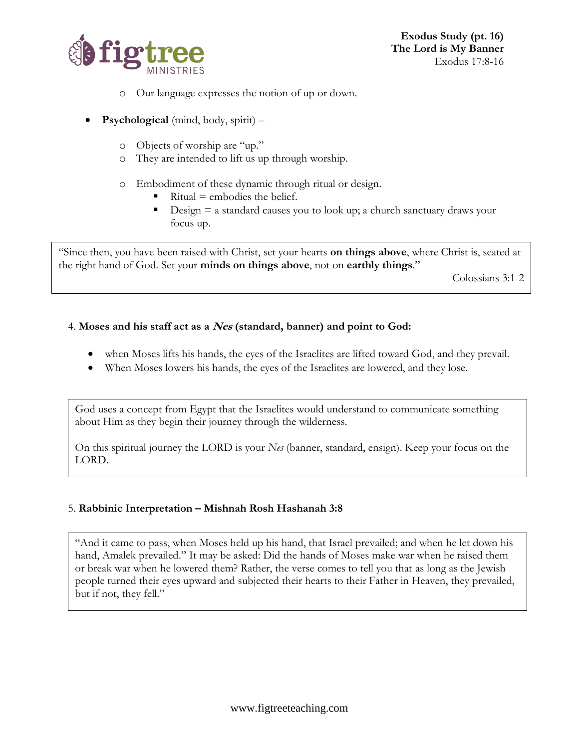- Our language expresses the notion of up or down.

- **Psychological** (mind, body, spirit) –
  - Objects of worship are "up."
  - They are intended to lift us up through worship.
  - Embodiment of these dynamic through ritual or design.
    - Ritual = embodies the belief.
    - Design = a standard causes you to look up; a church sanctuary draws your focus up.

> "Since then, you have been raised with Christ, set your hearts **on things above**, where Christ is, seated at the right hand of God. Set your **minds on things above**, not on **earthly things**."
>
> Colossians 3:1-2

4. **Moses and his staff act as a *Nes* (standard, banner) and point to God:**

- when Moses lifts his hands, the eyes of the Israelites are lifted toward God, and they prevail.
- When Moses lowers his hands, the eyes of the Israelites are lowered, and they lose.

> God uses a concept from Egypt that the Israelites would understand to communicate something about Him as they begin their journey through the wilderness.
>
> On this spiritual journey the LORD is your *Nes* (banner, standard, ensign). Keep your focus on the LORD.

5. **Rabbinic Interpretation – Mishnah Rosh Hashanah 3:8**

> "And it came to pass, when Moses held up his hand, that Israel prevailed; and when he let down his hand, Amalek prevailed." It may be asked: Did the hands of Moses make war when he raised them or break war when he lowered them? Rather, the verse comes to tell you that as long as the Jewish people turned their eyes upward and subjected their hearts to their Father in Heaven, they prevailed, but if not, they fell."